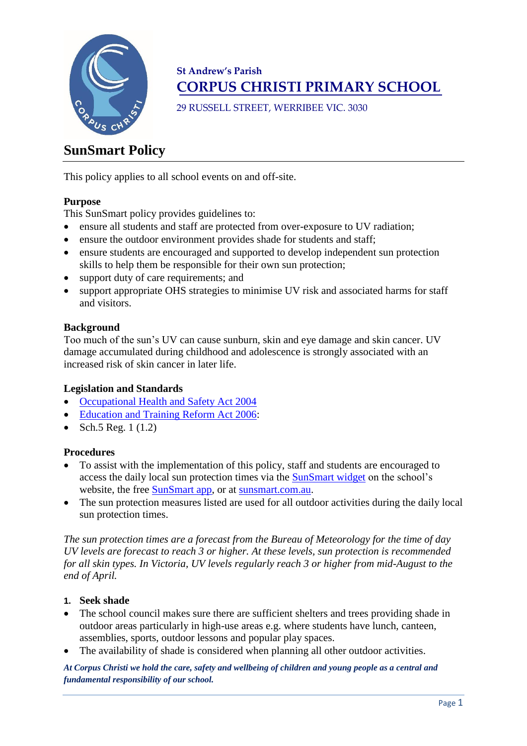St Andrew's Parish

# CORPUS CHRISTI PRIMARY SCHOOL

29 RUSSELL STREET, WERRIBEE VIC. 3030

## SunSmart Policy

This policy applies to all school events on and off-site.

### Purpose

This SunSmart policy provides guidelines to:

- ensure all students and staff are protected from over-exposure to UV radiation;
- ensure the outdoor environment provides shade for students and staff;
- ensure students are encouraged and supported to develop independent sun protection skills to help them be responsible for their own sun protection;
- support duty of care requirements; and
- support appropriate OHS strategies to minimise UV risk and associated harms for staff and visitors.

### Background

Too much of the sun's UV can cause sunburn, skin and eye damage and skin cancer. UV damage accumulated during childhood and adolescence is strongly associated with an increased risk of skin cancer in later life.

### Legislation and Standards

- Occupational Health and Safety Act 2004
- Education and Training Reform Act 2006:
- Sch.5 Reg. 1 (1.2)

### Procedures

- To assist with the implementation of this policy, staff and students are encouraged to access the daily local sun protection times via the SunSmart widget on the school's website, the free SunSmart app, or at sunsmart.com.au.
- The sun protection measures listed are used for all outdoor activities during the daily local sun protection times.

*The sun protection times are a forecast from the Bureau of Meteorology for the time of day UV levels are forecast to reach 3 or higher. At these levels, sun protection is recommended for all skin types. In Victoria, UV levels regularly reach 3 or higher from mid-August to the end of April.*

**1. Seek shade**

- The school council makes sure there are sufficient shelters and trees providing shade in outdoor areas particularly in high-use areas e.g. where students have lunch, canteen, assemblies, sports, outdoor lessons and popular play spaces.
- The availability of shade is considered when planning all other outdoor activities.

***At Corpus Christi we hold the care, safety and wellbeing of children and young people as a central and fundamental responsibility of our school.***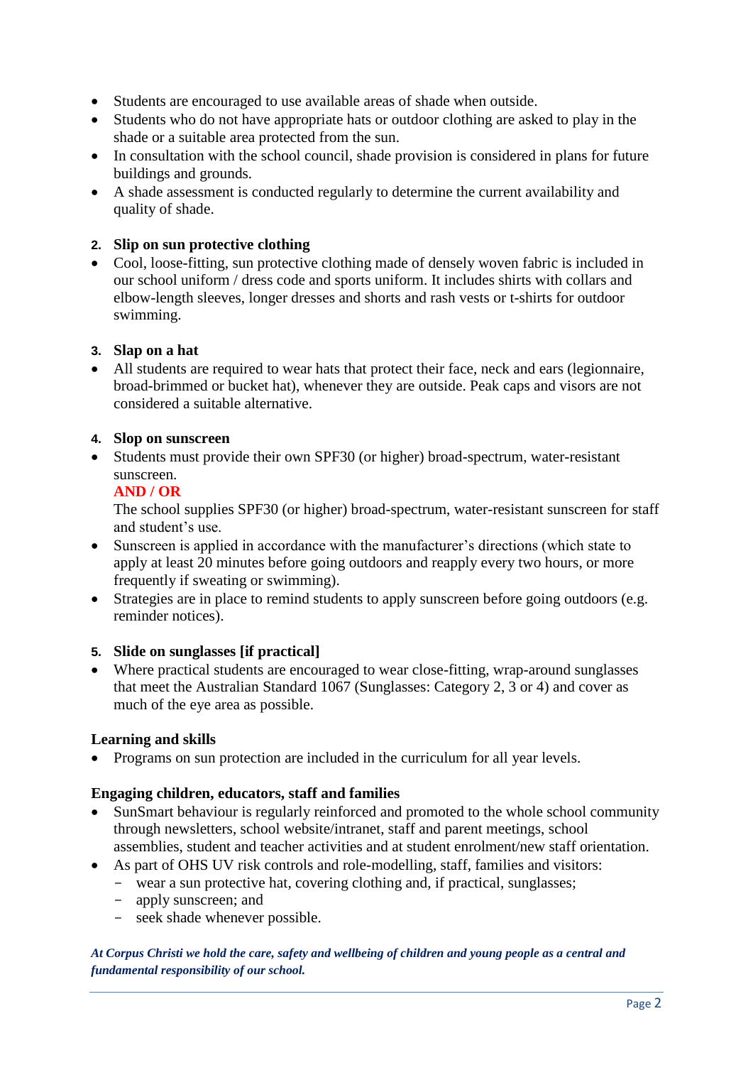- Students are encouraged to use available areas of shade when outside.
- Students who do not have appropriate hats or outdoor clothing are asked to play in the shade or a suitable area protected from the sun.
- In consultation with the school council, shade provision is considered in plans for future buildings and grounds.
- A shade assessment is conducted regularly to determine the current availability and quality of shade.

**2. Slip on sun protective clothing**

- Cool, loose-fitting, sun protective clothing made of densely woven fabric is included in our school uniform / dress code and sports uniform. It includes shirts with collars and elbow-length sleeves, longer dresses and shorts and rash vests or t-shirts for outdoor swimming.

**3. Slap on a hat**

- All students are required to wear hats that protect their face, neck and ears (legionnaire, broad-brimmed or bucket hat), whenever they are outside. Peak caps and visors are not considered a suitable alternative.

**4. Slop on sunscreen**

- Students must provide their own SPF30 (or higher) broad-spectrum, water-resistant sunscreen.
  **AND / OR**
  The school supplies SPF30 (or higher) broad-spectrum, water-resistant sunscreen for staff and student's use.
- Sunscreen is applied in accordance with the manufacturer's directions (which state to apply at least 20 minutes before going outdoors and reapply every two hours, or more frequently if sweating or swimming).
- Strategies are in place to remind students to apply sunscreen before going outdoors (e.g. reminder notices).

**5. Slide on sunglasses [if practical]**

- Where practical students are encouraged to wear close-fitting, wrap-around sunglasses that meet the Australian Standard 1067 (Sunglasses: Category 2, 3 or 4) and cover as much of the eye area as possible.

**Learning and skills**

- Programs on sun protection are included in the curriculum for all year levels.

**Engaging children, educators, staff and families**

- SunSmart behaviour is regularly reinforced and promoted to the whole school community through newsletters, school website/intranet, staff and parent meetings, school assemblies, student and teacher activities and at student enrolment/new staff orientation.
- As part of OHS UV risk controls and role-modelling, staff, families and visitors:
  - wear a sun protective hat, covering clothing and, if practical, sunglasses;
  - apply sunscreen; and
  - seek shade whenever possible.

***At Corpus Christi we hold the care, safety and wellbeing of children and young people as a central and fundamental responsibility of our school.***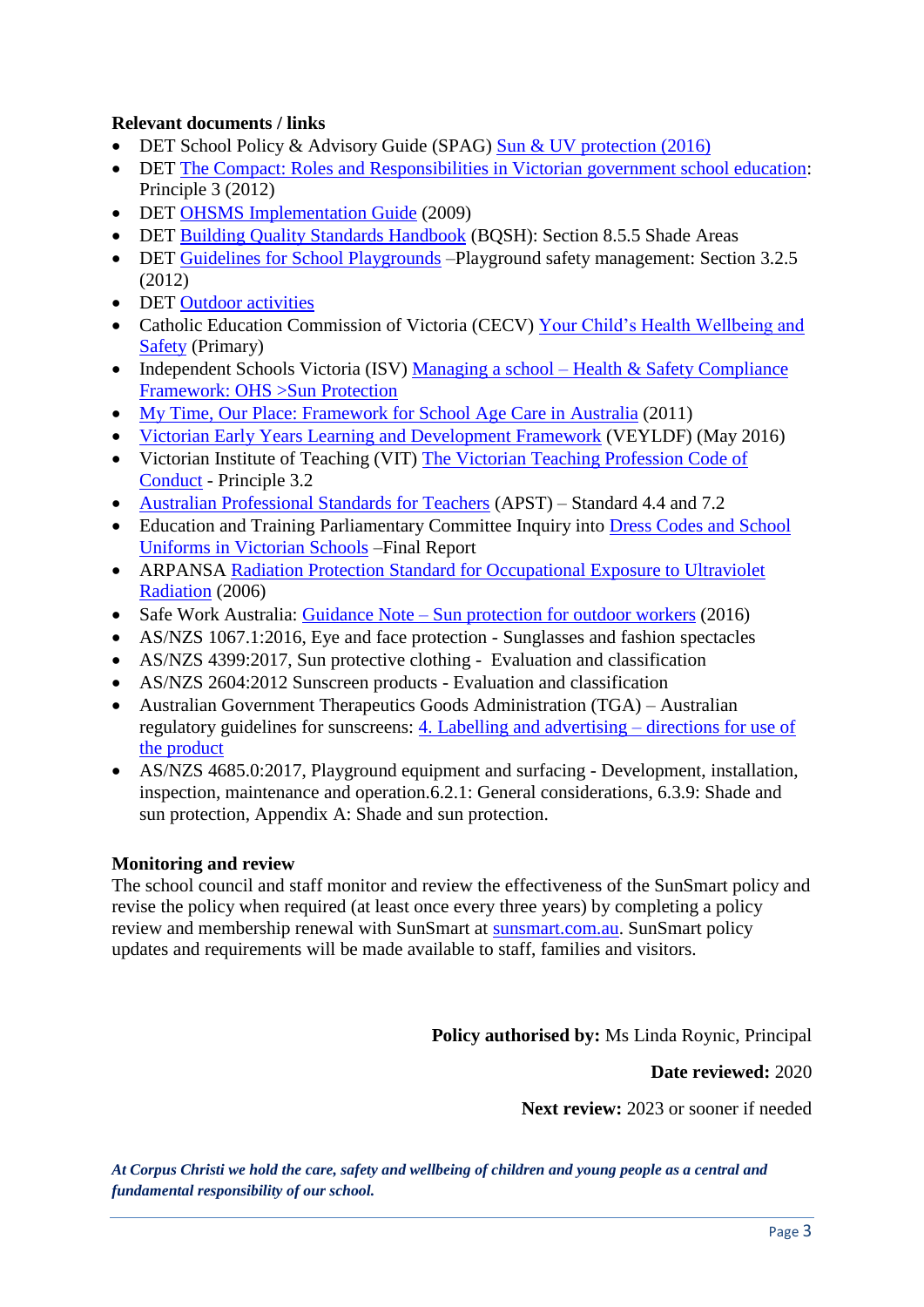**Relevant documents / links**

- DET School Policy & Advisory Guide (SPAG) Sun & UV protection (2016)
- DET The Compact: Roles and Responsibilities in Victorian government school education: Principle 3 (2012)
- DET OHSMS Implementation Guide (2009)
- DET Building Quality Standards Handbook (BQSH): Section 8.5.5 Shade Areas
- DET Guidelines for School Playgrounds –Playground safety management: Section 3.2.5 (2012)
- DET Outdoor activities
- Catholic Education Commission of Victoria (CECV) Your Child's Health Wellbeing and Safety (Primary)
- Independent Schools Victoria (ISV) Managing a school – Health & Safety Compliance Framework: OHS >Sun Protection
- My Time, Our Place: Framework for School Age Care in Australia (2011)
- Victorian Early Years Learning and Development Framework (VEYLDF) (May 2016)
- Victorian Institute of Teaching (VIT) The Victorian Teaching Profession Code of Conduct - Principle 3.2
- Australian Professional Standards for Teachers (APST) – Standard 4.4 and 7.2
- Education and Training Parliamentary Committee Inquiry into Dress Codes and School Uniforms in Victorian Schools –Final Report
- ARPANSA Radiation Protection Standard for Occupational Exposure to Ultraviolet Radiation (2006)
- Safe Work Australia: Guidance Note – Sun protection for outdoor workers (2016)
- AS/NZS 1067.1:2016, Eye and face protection - Sunglasses and fashion spectacles
- AS/NZS 4399:2017, Sun protective clothing - Evaluation and classification
- AS/NZS 2604:2012 Sunscreen products - Evaluation and classification
- Australian Government Therapeutics Goods Administration (TGA) – Australian regulatory guidelines for sunscreens: 4. Labelling and advertising – directions for use of the product
- AS/NZS 4685.0:2017, Playground equipment and surfacing - Development, installation, inspection, maintenance and operation.6.2.1: General considerations, 6.3.9: Shade and sun protection, Appendix A: Shade and sun protection.

**Monitoring and review**

The school council and staff monitor and review the effectiveness of the SunSmart policy and revise the policy when required (at least once every three years) by completing a policy review and membership renewal with SunSmart at sunsmart.com.au. SunSmart policy updates and requirements will be made available to staff, families and visitors.

**Policy authorised by:** Ms Linda Roynic, Principal

**Date reviewed:** 2020

**Next review:** 2023 or sooner if needed

***At Corpus Christi we hold the care, safety and wellbeing of children and young people as a central and fundamental responsibility of our school.***